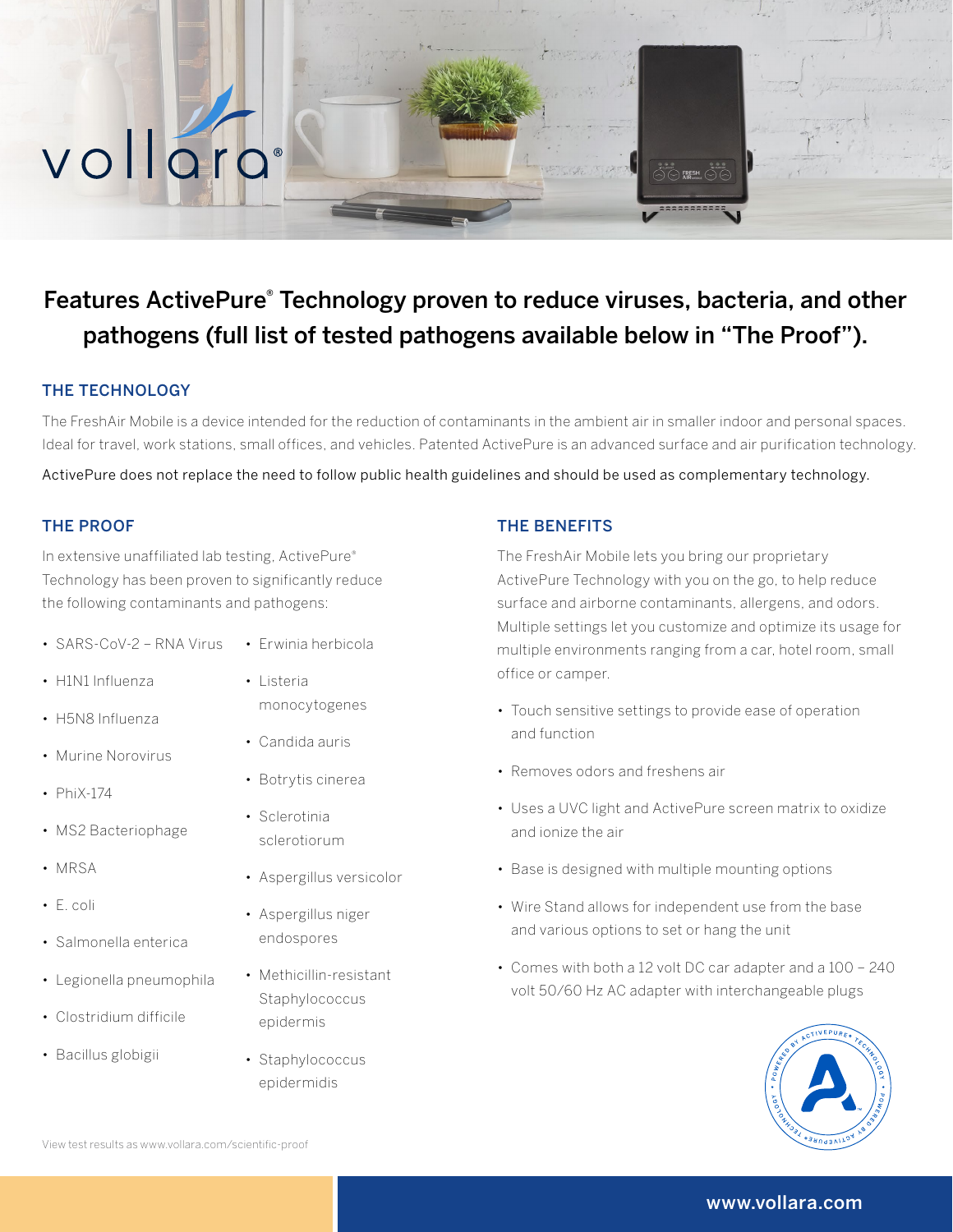# Features ActivePure® Technology proven to reduce viruses, bacteria, and other pathogens (full list of tested pathogens available below in "The Proof").

## THE TECHNOLOGY

The FreshAir Mobile is a device intended for the reduction of contaminants in the ambient air in smaller indoor and personal spaces. Ideal for travel, work stations, small offices, and vehicles. Patented ActivePure is an advanced surface and air purification technology.

ActivePure does not replace the need to follow public health guidelines and should be used as complementary technology.

## THE PROOF

In extensive unaffiliated lab testing, ActivePure® Technology has been proven to significantly reduce the following contaminants and pathogens:

- SARS-CoV-2 – RNA Virus
- H1N1 Influenza
- H5N8 Influenza
- Murine Norovirus
- PhiX-174
- MS2 Bacteriophage
- MRSA
- E. coli
- Salmonella enterica
- Legionella pneumophila
- Clostridium difficile
- Bacillus globigii
- Erwinia herbicola
- Listeria monocytogenes
- Candida auris
- Botrytis cinerea
- Sclerotinia sclerotiorum
- Aspergillus versicolor
- Aspergillus niger endospores
- Methicillin-resistant Staphylococcus epidermis
- Staphylococcus epidermidis

## THE BENEFITS

The FreshAir Mobile lets you bring our proprietary ActivePure Technology with you on the go, to help reduce surface and airborne contaminants, allergens, and odors. Multiple settings let you customize and optimize its usage for multiple environments ranging from a car, hotel room, small office or camper.

- Touch sensitive settings to provide ease of operation and function
- Removes odors and freshens air
- Uses a UVC light and ActivePure screen matrix to oxidize and ionize the air
- Base is designed with multiple mounting options
- Wire Stand allows for independent use from the base and various options to set or hang the unit
- Comes with both a 12 volt DC car adapter and a 100 – 240 volt 50/60 Hz AC adapter with interchangeable plugs

View test results as www.vollara.com/scientific-proof

www.vollara.com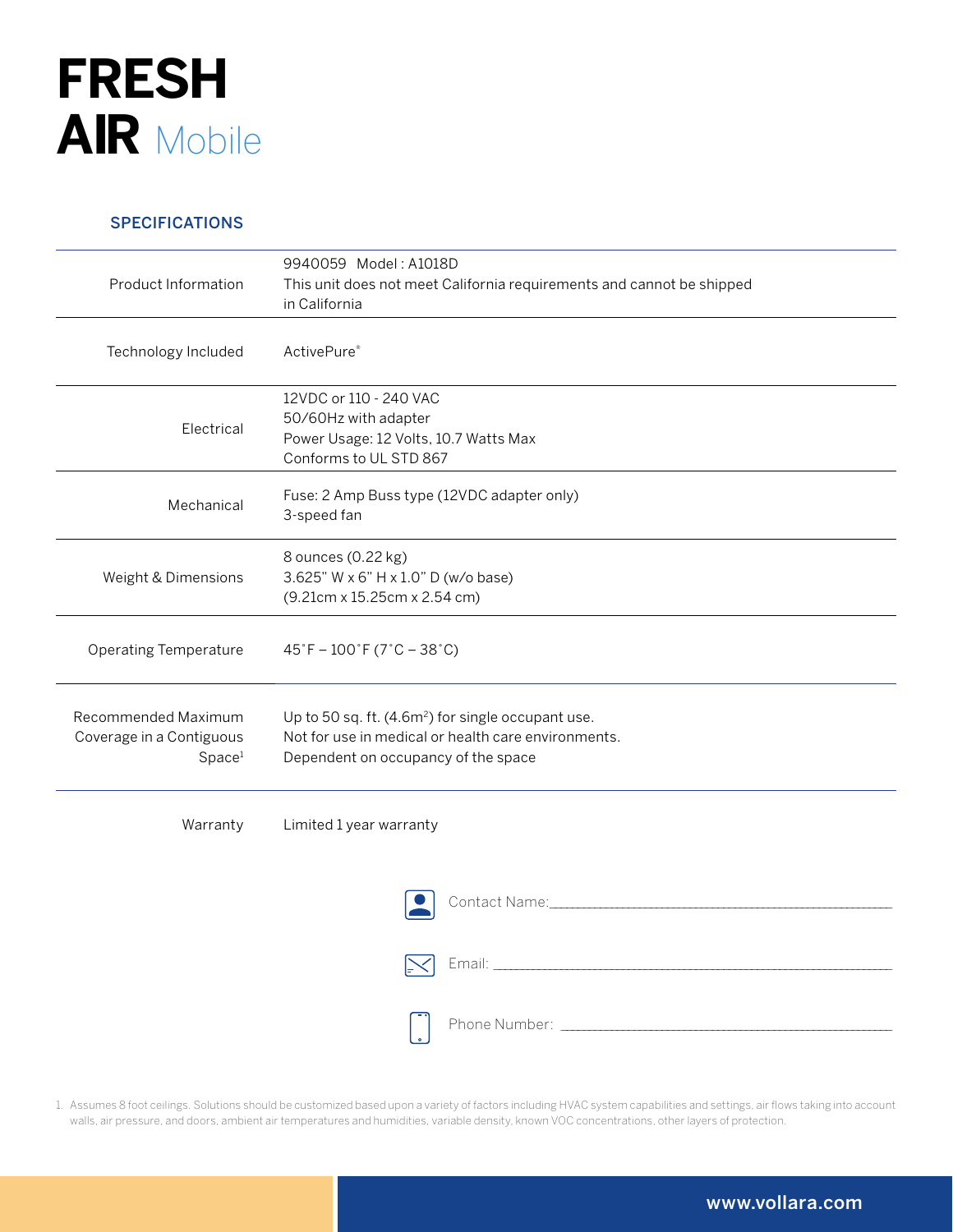# FRESH AIR Mobile

## SPECIFICATIONS

| | |
|---|---|
| Product Information | 9940059 Model : A1018D<br>This unit does not meet California requirements and cannot be shipped in California |
| Technology Included | ActivePure® |
| Electrical | 12VDC or 110 - 240 VAC<br>50/60Hz with adapter<br>Power Usage: 12 Volts, 10.7 Watts Max<br>Conforms to UL STD 867 |
| Mechanical | Fuse: 2 Amp Buss type (12VDC adapter only)<br>3-speed fan |
| Weight & Dimensions | 8 ounces (0.22 kg)<br>3.625" W x 6" H x 1.0" D (w/o base)<br>(9.21cm x 15.25cm x 2.54 cm) |
| Operating Temperature | 45˚F – 100˚F (7˚C – 38˚C) |
| Recommended Maximum Coverage in a Contiguous Space[1] | Up to 50 sq. ft. (4.6m$^2$) for single occupant use.<br>Not for use in medical or health care environments.<br>Dependent on occupancy of the space |
| Warranty | Limited 1 year warranty |

Contact Name: ______________________________

Email: ______________________________

Phone Number: ______________________________

1. Assumes 8 foot ceilings. Solutions should be customized based upon a variety of factors including HVAC system capabilities and settings, air flows taking into account walls, air pressure, and doors, ambient air temperatures and humidities, variable density, known VOC concentrations, other layers of protection.

www.vollara.com